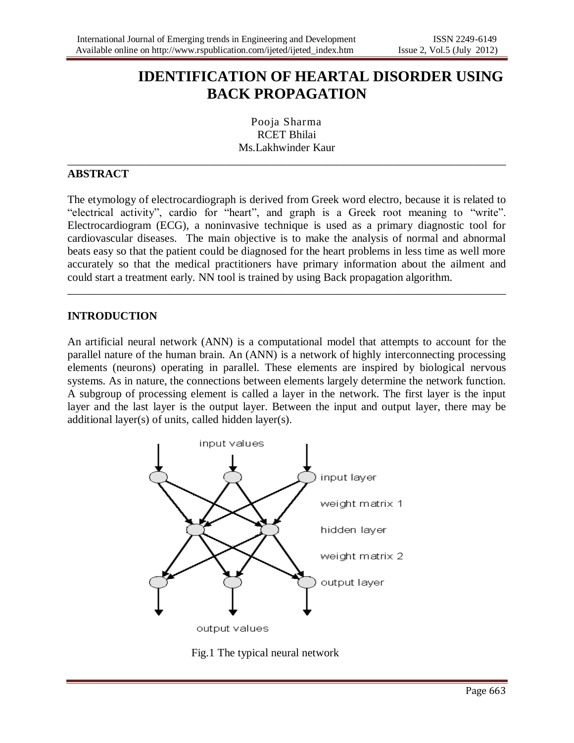# IDENTIFICATION OF HEARTAL DISORDER USING BACK PROPAGATION

Pooja Sharma
RCET Bhilai
Ms.Lakhwinder Kaur

---

## ABSTRACT

The etymology of electrocardiograph is derived from Greek word electro, because it is related to "electrical activity", cardio for "heart", and graph is a Greek root meaning to "write". Electrocardiogram (ECG), a noninvasive technique is used as a primary diagnostic tool for cardiovascular diseases. The main objective is to make the analysis of normal and abnormal beats easy so that the patient could be diagnosed for the heart problems in less time as well more accurately so that the medical practitioners have primary information about the ailment and could start a treatment early. NN tool is trained by using Back propagation algorithm.

---

## INTRODUCTION

An artificial neural network (ANN) is a computational model that attempts to account for the parallel nature of the human brain. An (ANN) is a network of highly interconnecting processing elements (neurons) operating in parallel. These elements are inspired by biological nervous systems. As in nature, the connections between elements largely determine the network function. A subgroup of processing element is called a layer in the network. The first layer is the input layer and the last layer is the output layer. Between the input and output layer, there may be additional layer(s) of units, called hidden layer(s).

Fig.1 The typical neural network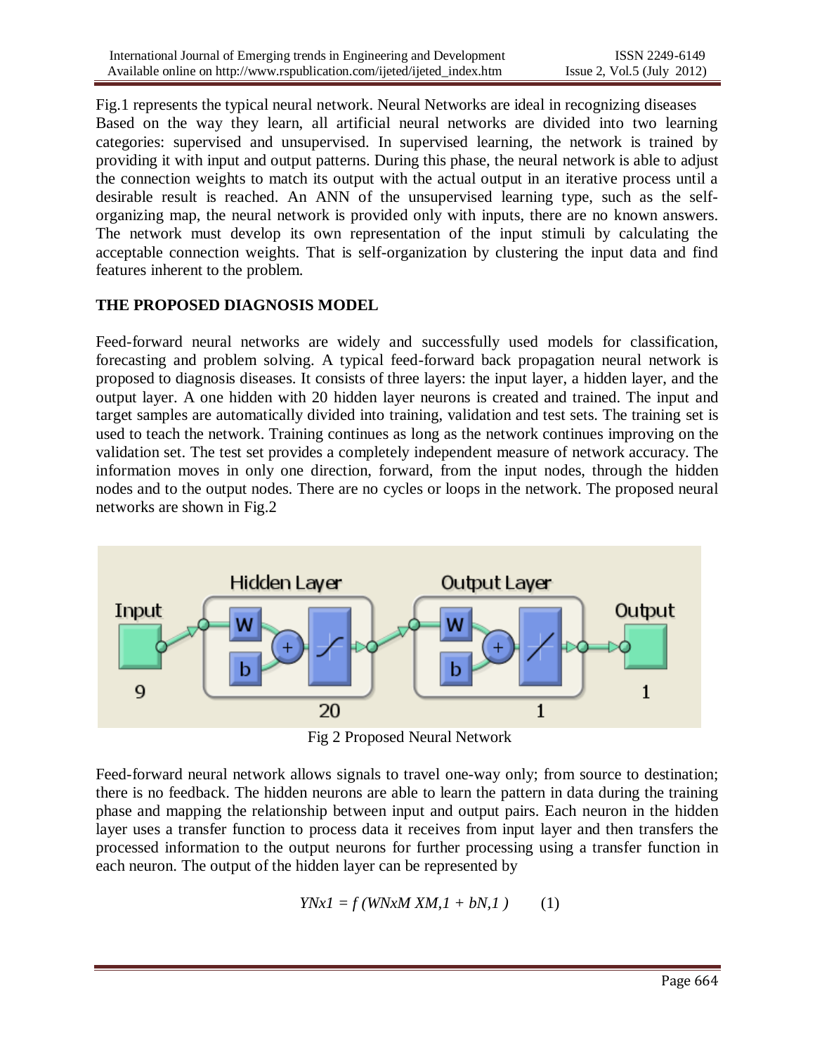Fig.1 represents the typical neural network. Neural Networks are ideal in recognizing diseases Based on the way they learn, all artificial neural networks are divided into two learning categories: supervised and unsupervised. In supervised learning, the network is trained by providing it with input and output patterns. During this phase, the neural network is able to adjust the connection weights to match its output with the actual output in an iterative process until a desirable result is reached. An ANN of the unsupervised learning type, such as the self-organizing map, the neural network is provided only with inputs, there are no known answers. The network must develop its own representation of the input stimuli by calculating the acceptable connection weights. That is self-organization by clustering the input data and find features inherent to the problem.

## THE PROPOSED DIAGNOSIS MODEL

Feed-forward neural networks are widely and successfully used models for classification, forecasting and problem solving. A typical feed-forward back propagation neural network is proposed to diagnosis diseases. It consists of three layers: the input layer, a hidden layer, and the output layer. A one hidden with 20 hidden layer neurons is created and trained. The input and target samples are automatically divided into training, validation and test sets. The training set is used to teach the network. Training continues as long as the network continues improving on the validation set. The test set provides a completely independent measure of network accuracy. The information moves in only one direction, forward, from the input nodes, through the hidden nodes and to the output nodes. There are no cycles or loops in the network. The proposed neural networks are shown in Fig.2

Fig 2 Proposed Neural Network

Feed-forward neural network allows signals to travel one-way only; from source to destination; there is no feedback. The hidden neurons are able to learn the pattern in data during the training phase and mapping the relationship between input and output pairs. Each neuron in the hidden layer uses a transfer function to process data it receives from input layer and then transfers the processed information to the output neurons for further processing using a transfer function in each neuron. The output of the hidden layer can be represented by

$$Y_{Nx1} = f\,(W_{NxM}\, X_{M,1} + b_{N,1}) \qquad (1)$$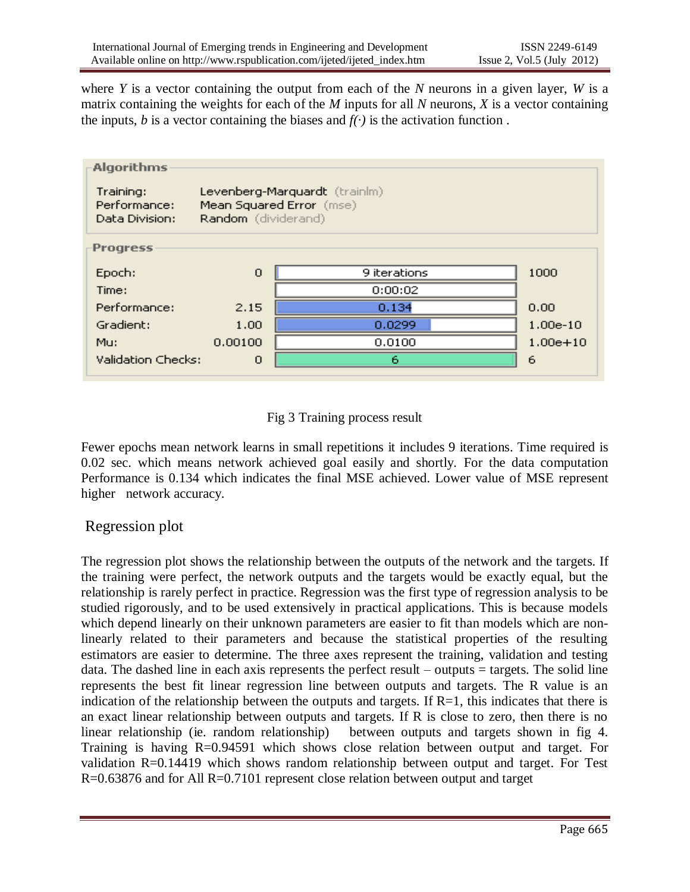where $Y$ is a vector containing the output from each of the $N$ neurons in a given layer, $W$ is a matrix containing the weights for each of the $M$ inputs for all $N$ neurons, $X$ is a vector containing the inputs, $b$ is a vector containing the biases and $f(\cdot)$ is the activation function .

| Algorithms | | | |
|---|---|---|---|
| Training: | Levenberg-Marquardt (trainlm) | | |
| Performance: | Mean Squared Error (mse) | | |
| Data Division: | Random (dividerand) | | |
| **Progress** | | | |
| Epoch: | 0 | 9 iterations | 1000 |
| Time: | | 0:00:02 | |
| Performance: | 2.15 | 0.134 | 0.00 |
| Gradient: | 1.00 | 0.0299 | 1.00e-10 |
| Mu: | 0.00100 | 0.0100 | 1.00e+10 |
| Validation Checks: | 0 | 6 | 6 |

Fig 3 Training process result

Fewer epochs mean network learns in small repetitions it includes 9 iterations. Time required is 0.02 sec. which means network achieved goal easily and shortly. For the data computation Performance is 0.134 which indicates the final MSE achieved. Lower value of MSE represent higher network accuracy.

## Regression plot

The regression plot shows the relationship between the outputs of the network and the targets. If the training were perfect, the network outputs and the targets would be exactly equal, but the relationship is rarely perfect in practice. Regression was the first type of regression analysis to be studied rigorously, and to be used extensively in practical applications. This is because models which depend linearly on their unknown parameters are easier to fit than models which are non-linearly related to their parameters and because the statistical properties of the resulting estimators are easier to determine. The three axes represent the training, validation and testing data. The dashed line in each axis represents the perfect result – outputs = targets. The solid line represents the best fit linear regression line between outputs and targets. The R value is an indication of the relationship between the outputs and targets. If R=1, this indicates that there is an exact linear relationship between outputs and targets. If R is close to zero, then there is no linear relationship (ie. random relationship) between outputs and targets shown in fig 4. Training is having R=0.94591 which shows close relation between output and target. For validation R=0.14419 which shows random relationship between output and target. For Test R=0.63876 and for All R=0.7101 represent close relation between output and target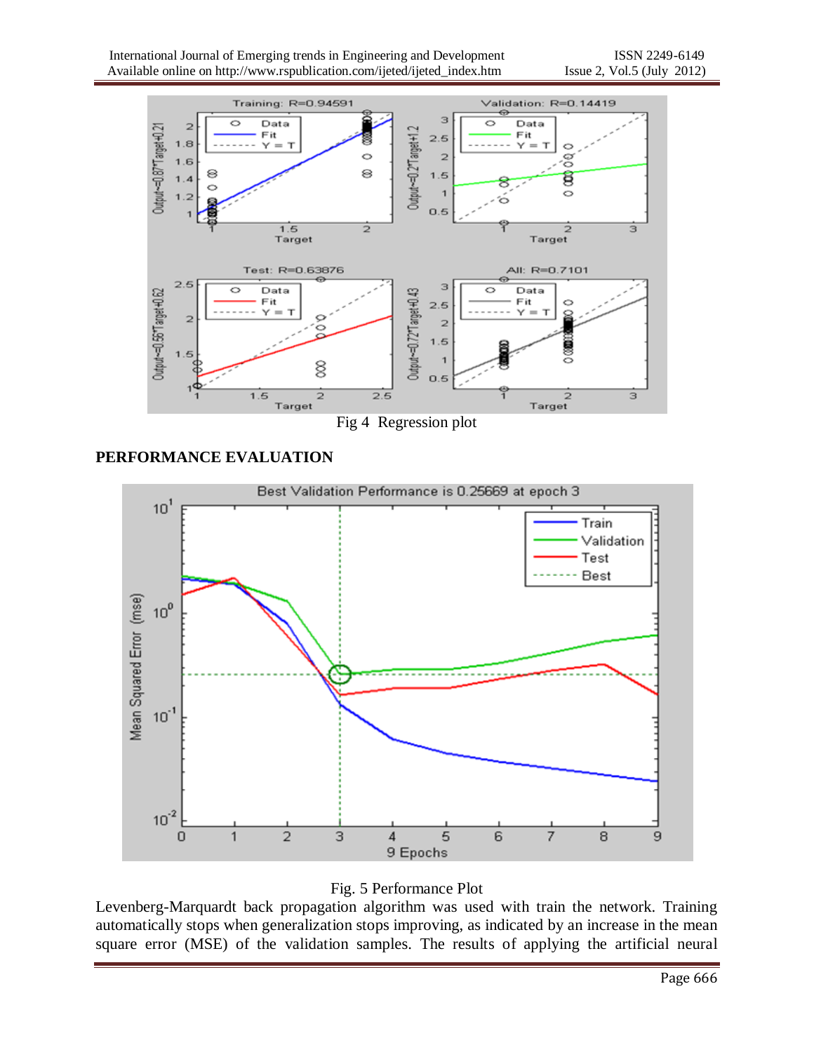Fig 4 Regression plot

## PERFORMANCE EVALUATION

Fig. 5 Performance Plot

Levenberg-Marquardt back propagation algorithm was used with train the network. Training automatically stops when generalization stops improving, as indicated by an increase in the mean square error (MSE) of the validation samples. The results of applying the artificial neural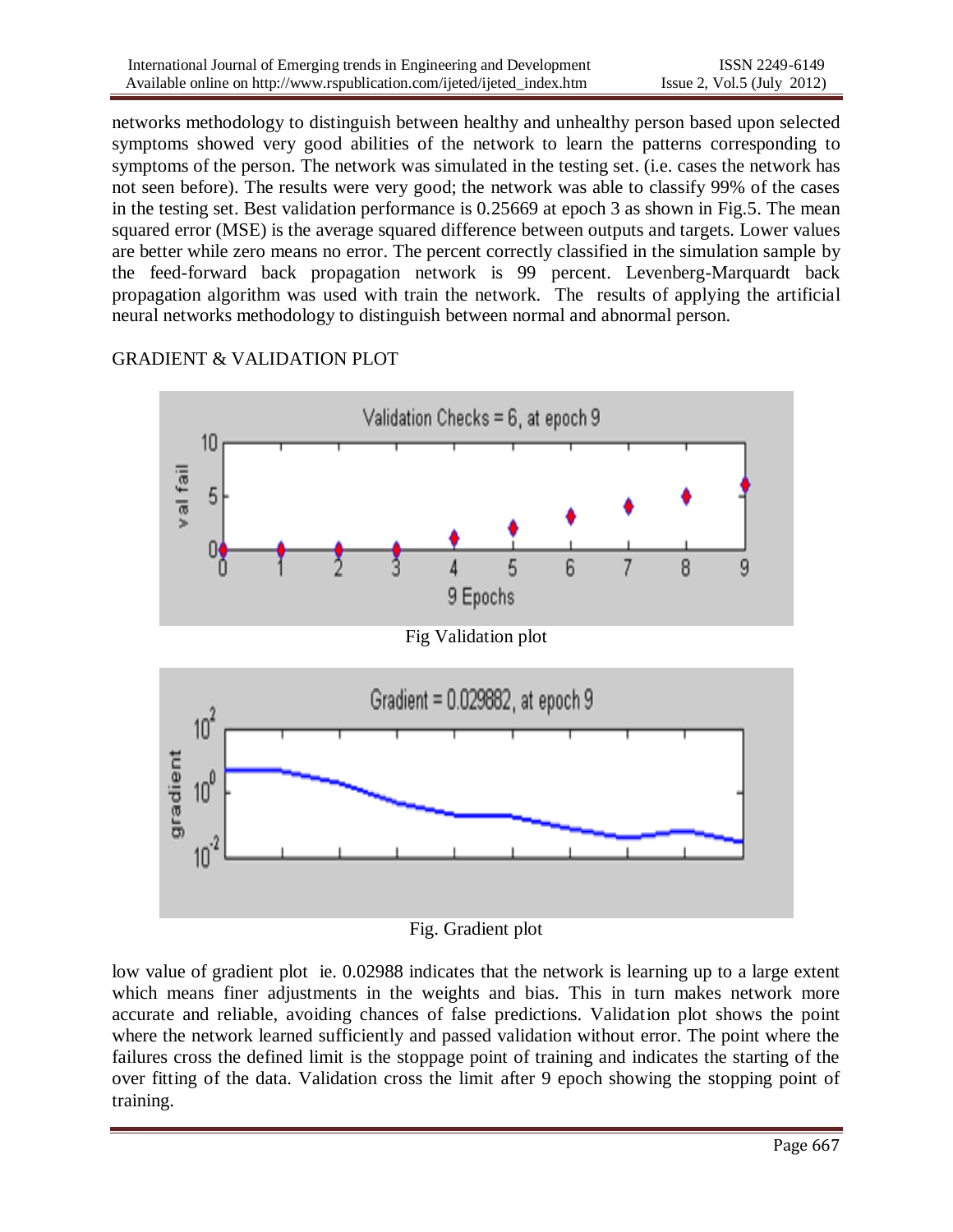networks methodology to distinguish between healthy and unhealthy person based upon selected symptoms showed very good abilities of the network to learn the patterns corresponding to symptoms of the person. The network was simulated in the testing set. (i.e. cases the network has not seen before). The results were very good; the network was able to classify 99% of the cases in the testing set. Best validation performance is 0.25669 at epoch 3 as shown in Fig.5. The mean squared error (MSE) is the average squared difference between outputs and targets. Lower values are better while zero means no error. The percent correctly classified in the simulation sample by the feed-forward back propagation network is 99 percent. Levenberg-Marquardt back propagation algorithm was used with train the network. The results of applying the artificial neural networks methodology to distinguish between normal and abnormal person.

GRADIENT & VALIDATION PLOT

Fig Validation plot

Fig. Gradient plot

low value of gradient plot ie. 0.02988 indicates that the network is learning up to a large extent which means finer adjustments in the weights and bias. This in turn makes network more accurate and reliable, avoiding chances of false predictions. Validation plot shows the point where the network learned sufficiently and passed validation without error. The point where the failures cross the defined limit is the stoppage point of training and indicates the starting of the over fitting of the data. Validation cross the limit after 9 epoch showing the stopping point of training.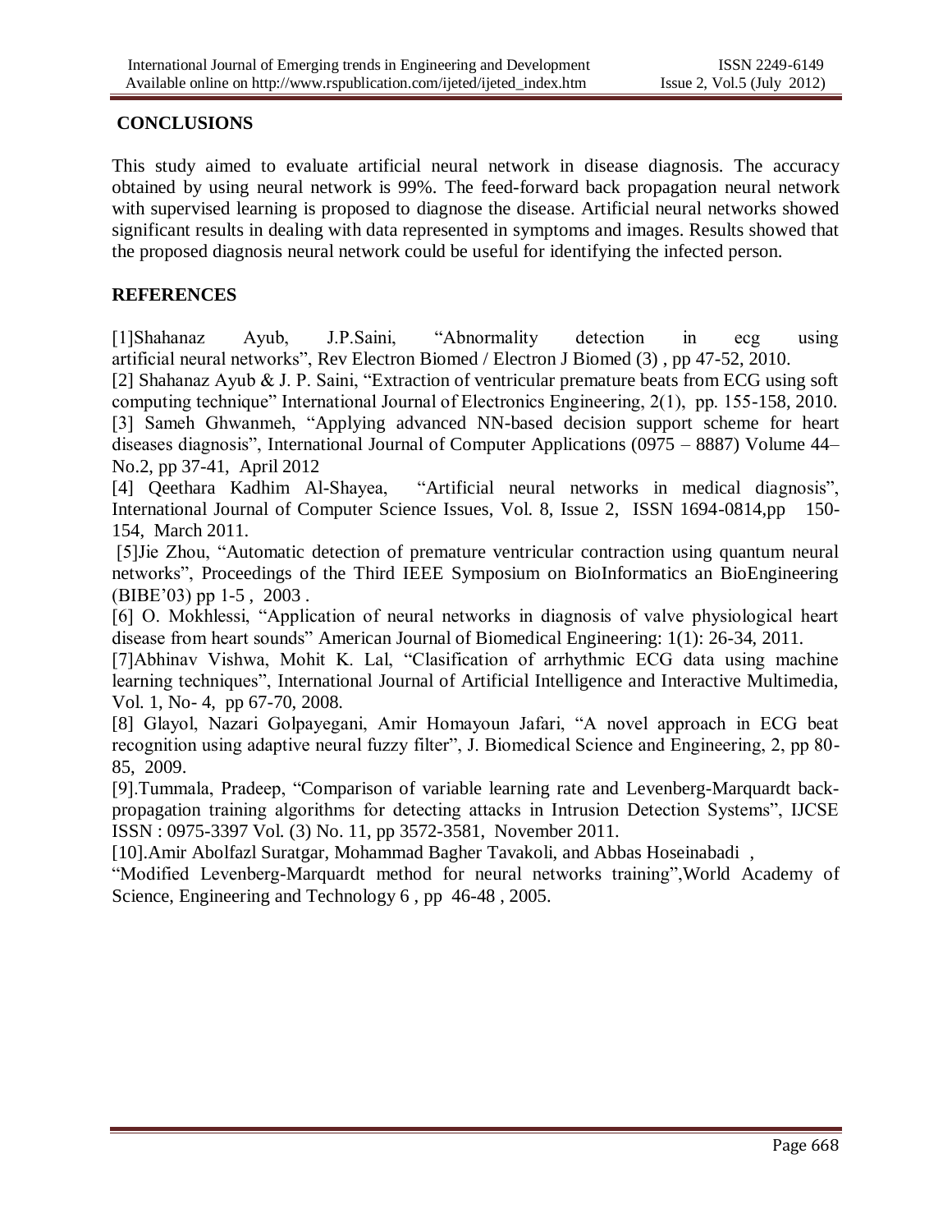## CONCLUSIONS

This study aimed to evaluate artificial neural network in disease diagnosis. The accuracy obtained by using neural network is 99%. The feed-forward back propagation neural network with supervised learning is proposed to diagnose the disease. Artificial neural networks showed significant results in dealing with data represented in symptoms and images. Results showed that the proposed diagnosis neural network could be useful for identifying the infected person.

## REFERENCES

[1]Shahanaz Ayub, J.P.Saini, "Abnormality detection in ecg using artificial neural networks", Rev Electron Biomed / Electron J Biomed (3) , pp 47-52, 2010.

[2] Shahanaz Ayub & J. P. Saini, "Extraction of ventricular premature beats from ECG using soft computing technique" International Journal of Electronics Engineering, 2(1), pp. 155-158, 2010.

[3] Sameh Ghwanmeh, "Applying advanced NN-based decision support scheme for heart diseases diagnosis", International Journal of Computer Applications (0975 – 8887) Volume 44– No.2, pp 37-41, April 2012

[4] Qeethara Kadhim Al-Shayea, "Artificial neural networks in medical diagnosis", International Journal of Computer Science Issues, Vol. 8, Issue 2, ISSN 1694-0814,pp 150-154, March 2011.

[5]Jie Zhou, "Automatic detection of premature ventricular contraction using quantum neural networks", Proceedings of the Third IEEE Symposium on BioInformatics an BioEngineering (BIBE'03) pp 1-5 , 2003 .

[6] O. Mokhlessi, "Application of neural networks in diagnosis of valve physiological heart disease from heart sounds" American Journal of Biomedical Engineering: 1(1): 26-34, 2011.

[7]Abhinav Vishwa, Mohit K. Lal, "Clasification of arrhythmic ECG data using machine learning techniques", International Journal of Artificial Intelligence and Interactive Multimedia, Vol. 1, No- 4, pp 67-70, 2008.

[8] Glayol, Nazari Golpayegani, Amir Homayoun Jafari, "A novel approach in ECG beat recognition using adaptive neural fuzzy filter", J. Biomedical Science and Engineering, 2, pp 80-85, 2009.

[9].Tummala, Pradeep, "Comparison of variable learning rate and Levenberg-Marquardt back-propagation training algorithms for detecting attacks in Intrusion Detection Systems", IJCSE ISSN : 0975-3397 Vol. (3) No. 11, pp 3572-3581, November 2011.

[10].Amir Abolfazl Suratgar, Mohammad Bagher Tavakoli, and Abbas Hoseinabadi , "Modified Levenberg-Marquardt method for neural networks training",World Academy of Science, Engineering and Technology 6 , pp 46-48 , 2005.